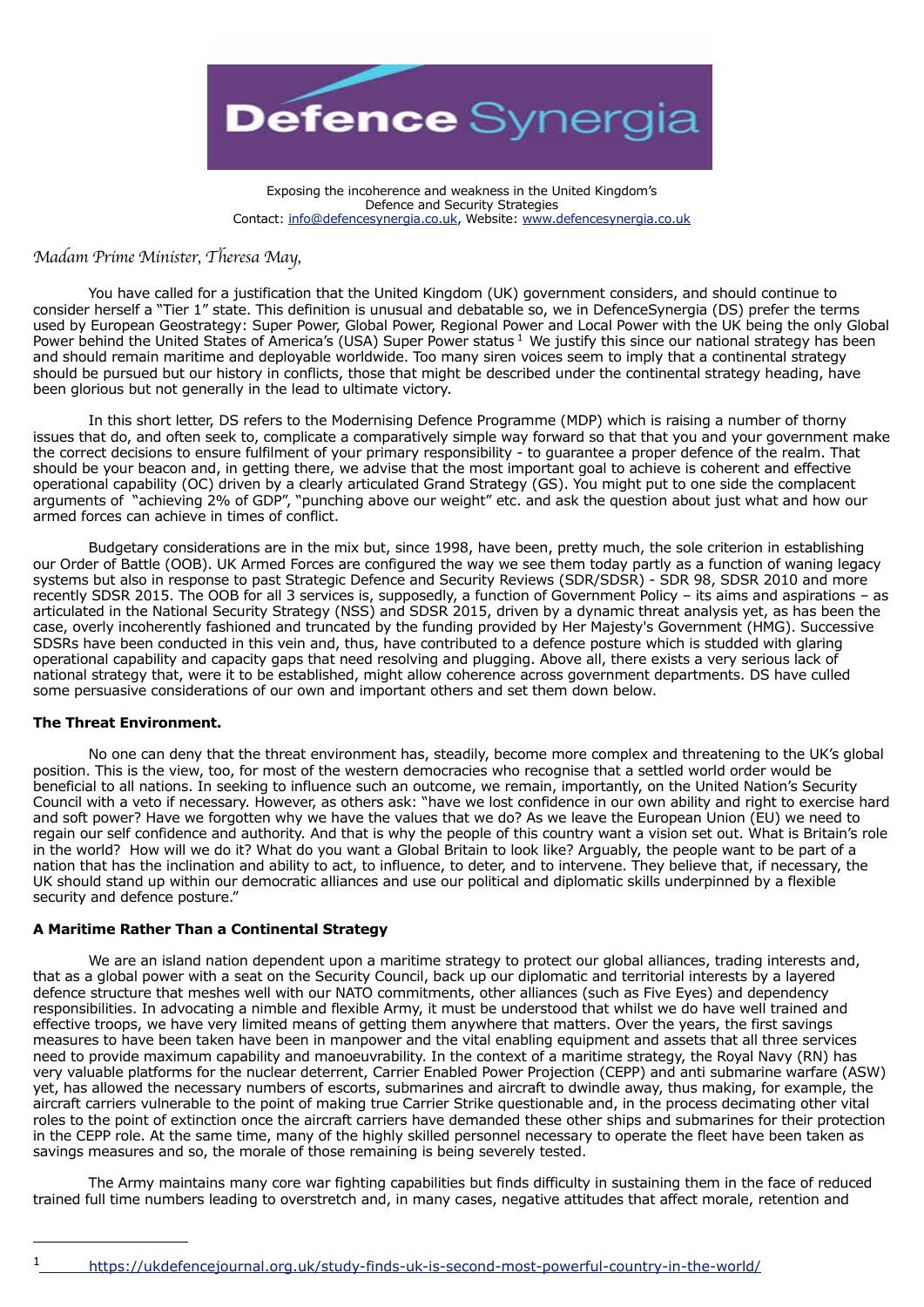Defence Synergia

Exposing the incoherence and weakness in the United Kingdom's Defence and Security Strategies
Contact: info@defencesynergia.co.uk, Website: www.defencesynergia.co.uk

*Madam Prime Minister, Theresa May,*

You have called for a justification that the United Kingdom (UK) government considers, and should continue to consider herself a "Tier 1" state. This definition is unusual and debatable so, we in DefenceSynergia (DS) prefer the terms used by European Geostrategy: Super Power, Global Power, Regional Power and Local Power with the UK being the only Global Power behind the United States of America's (USA) Super Power status [1] We justify this since our national strategy has been and should remain maritime and deployable worldwide. Too many siren voices seem to imply that a continental strategy should be pursued but our history in conflicts, those that might be described under the continental strategy heading, have been glorious but not generally in the lead to ultimate victory.

In this short letter, DS refers to the Modernising Defence Programme (MDP) which is raising a number of thorny issues that do, and often seek to, complicate a comparatively simple way forward so that that you and your government make the correct decisions to ensure fulfilment of your primary responsibility - to guarantee a proper defence of the realm. That should be your beacon and, in getting there, we advise that the most important goal to achieve is coherent and effective operational capability (OC) driven by a clearly articulated Grand Strategy (GS). You might put to one side the complacent arguments of "achieving 2% of GDP", "punching above our weight" etc. and ask the question about just what and how our armed forces can achieve in times of conflict.

Budgetary considerations are in the mix but, since 1998, have been, pretty much, the sole criterion in establishing our Order of Battle (OOB). UK Armed Forces are configured the way we see them today partly as a function of waning legacy systems but also in response to past Strategic Defence and Security Reviews (SDR/SDSR) - SDR 98, SDSR 2010 and more recently SDSR 2015. The OOB for all 3 services is, supposedly, a function of Government Policy – its aims and aspirations – as articulated in the National Security Strategy (NSS) and SDSR 2015, driven by a dynamic threat analysis yet, as has been the case, overly incoherently fashioned and truncated by the funding provided by Her Majesty's Government (HMG). Successive SDSRs have been conducted in this vein and, thus, have contributed to a defence posture which is studded with glaring operational capability and capacity gaps that need resolving and plugging. Above all, there exists a very serious lack of national strategy that, were it to be established, might allow coherence across government departments. DS have culled some persuasive considerations of our own and important others and set them down below.

**The Threat Environment.**

No one can deny that the threat environment has, steadily, become more complex and threatening to the UK's global position. This is the view, too, for most of the western democracies who recognise that a settled world order would be beneficial to all nations. In seeking to influence such an outcome, we remain, importantly, on the United Nation's Security Council with a veto if necessary. However, as others ask: "have we lost confidence in our own ability and right to exercise hard and soft power? Have we forgotten why we have the values that we do? As we leave the European Union (EU) we need to regain our self confidence and authority. And that is why the people of this country want a vision set out. What is Britain's role in the world? How will we do it? What do you want a Global Britain to look like? Arguably, the people want to be part of a nation that has the inclination and ability to act, to influence, to deter, and to intervene. They believe that, if necessary, the UK should stand up within our democratic alliances and use our political and diplomatic skills underpinned by a flexible security and defence posture."

**A Maritime Rather Than a Continental Strategy**

We are an island nation dependent upon a maritime strategy to protect our global alliances, trading interests and, that as a global power with a seat on the Security Council, back up our diplomatic and territorial interests by a layered defence structure that meshes well with our NATO commitments, other alliances (such as Five Eyes) and dependency responsibilities. In advocating a nimble and flexible Army, it must be understood that whilst we do have well trained and effective troops, we have very limited means of getting them anywhere that matters. Over the years, the first savings measures to have been taken have been in manpower and the vital enabling equipment and assets that all three services need to provide maximum capability and manoeuvrability. In the context of a maritime strategy, the Royal Navy (RN) has very valuable platforms for the nuclear deterrent, Carrier Enabled Power Projection (CEPP) and anti submarine warfare (ASW) yet, has allowed the necessary numbers of escorts, submarines and aircraft to dwindle away, thus making, for example, the aircraft carriers vulnerable to the point of making true Carrier Strike questionable and, in the process decimating other vital roles to the point of extinction once the aircraft carriers have demanded these other ships and submarines for their protection in the CEPP role. At the same time, many of the highly skilled personnel necessary to operate the fleet have been taken as savings measures and so, the morale of those remaining is being severely tested.

The Army maintains many core war fighting capabilities but finds difficulty in sustaining them in the face of reduced trained full time numbers leading to overstretch and, in many cases, negative attitudes that affect morale, retention and

---

[1] https://ukdefencejournal.org.uk/study-finds-uk-is-second-most-powerful-country-in-the-world/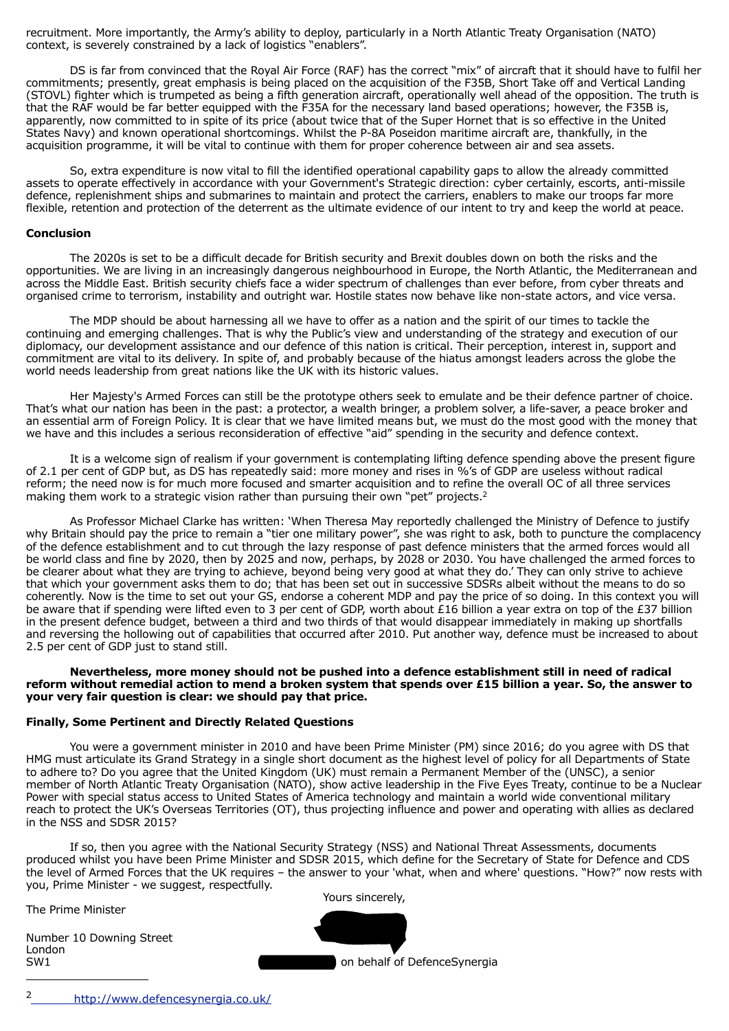recruitment. More importantly, the Army's ability to deploy, particularly in a North Atlantic Treaty Organisation (NATO) context, is severely constrained by a lack of logistics "enablers".

DS is far from convinced that the Royal Air Force (RAF) has the correct "mix" of aircraft that it should have to fulfil her commitments; presently, great emphasis is being placed on the acquisition of the F35B, Short Take off and Vertical Landing (STOVL) fighter which is trumpeted as being a fifth generation aircraft, operationally well ahead of the opposition. The truth is that the RAF would be far better equipped with the F35A for the necessary land based operations; however, the F35B is, apparently, now committed to in spite of its price (about twice that of the Super Hornet that is so effective in the United States Navy) and known operational shortcomings. Whilst the P-8A Poseidon maritime aircraft are, thankfully, in the acquisition programme, it will be vital to continue with them for proper coherence between air and sea assets.

So, extra expenditure is now vital to fill the identified operational capability gaps to allow the already committed assets to operate effectively in accordance with your Government's Strategic direction: cyber certainly, escorts, anti-missile defence, replenishment ships and submarines to maintain and protect the carriers, enablers to make our troops far more flexible, retention and protection of the deterrent as the ultimate evidence of our intent to try and keep the world at peace.

**Conclusion**

The 2020s is set to be a difficult decade for British security and Brexit doubles down on both the risks and the opportunities. We are living in an increasingly dangerous neighbourhood in Europe, the North Atlantic, the Mediterranean and across the Middle East. British security chiefs face a wider spectrum of challenges than ever before, from cyber threats and organised crime to terrorism, instability and outright war. Hostile states now behave like non-state actors, and vice versa.

The MDP should be about harnessing all we have to offer as a nation and the spirit of our times to tackle the continuing and emerging challenges. That is why the Public's view and understanding of the strategy and execution of our diplomacy, our development assistance and our defence of this nation is critical. Their perception, interest in, support and commitment are vital to its delivery. In spite of, and probably because of the hiatus amongst leaders across the globe the world needs leadership from great nations like the UK with its historic values.

Her Majesty's Armed Forces can still be the prototype others seek to emulate and be their defence partner of choice. That's what our nation has been in the past: a protector, a wealth bringer, a problem solver, a life-saver, a peace broker and an essential arm of Foreign Policy. It is clear that we have limited means but, we must do the most good with the money that we have and this includes a serious reconsideration of effective "aid" spending in the security and defence context.

It is a welcome sign of realism if your government is contemplating lifting defence spending above the present figure of 2.1 per cent of GDP but, as DS has repeatedly said: more money and rises in %'s of GDP are useless without radical reform; the need now is for much more focused and smarter acquisition and to refine the overall OC of all three services making them work to a strategic vision rather than pursuing their own "pet" projects.[2]

As Professor Michael Clarke has written: 'When Theresa May reportedly challenged the Ministry of Defence to justify why Britain should pay the price to remain a "tier one military power", she was right to ask, both to puncture the complacency of the defence establishment and to cut through the lazy response of past defence ministers that the armed forces would all be world class and fine by 2020, then by 2025 and now, perhaps, by 2028 or 2030. You have challenged the armed forces to be clearer about what they are trying to achieve, beyond being very good at what they do.' They can only strive to achieve that which your government asks them to do; that has been set out in successive SDSRs albeit without the means to do so coherently. Now is the time to set out your GS, endorse a coherent MDP and pay the price of so doing. In this context you will be aware that if spending were lifted even to 3 per cent of GDP, worth about £16 billion a year extra on top of the £37 billion in the present defence budget, between a third and two thirds of that would disappear immediately in making up shortfalls and reversing the hollowing out of capabilities that occurred after 2010. Put another way, defence must be increased to about 2.5 per cent of GDP just to stand still.

**Nevertheless, more money should not be pushed into a defence establishment still in need of radical reform without remedial action to mend a broken system that spends over £15 billion a year. So, the answer to your very fair question is clear: we should pay that price.**

**Finally, Some Pertinent and Directly Related Questions**

You were a government minister in 2010 and have been Prime Minister (PM) since 2016; do you agree with DS that HMG must articulate its Grand Strategy in a single short document as the highest level of policy for all Departments of State to adhere to? Do you agree that the United Kingdom (UK) must remain a Permanent Member of the (UNSC), a senior member of North Atlantic Treaty Organisation (NATO), show active leadership in the Five Eyes Treaty, continue to be a Nuclear Power with special status access to United States of America technology and maintain a world wide conventional military reach to protect the UK's Overseas Territories (OT), thus projecting influence and power and operating with allies as declared in the NSS and SDSR 2015?

If so, then you agree with the National Security Strategy (NSS) and National Threat Assessments, documents produced whilst you have been Prime Minister and SDSR 2015, which define for the Secretary of State for Defence and CDS the level of Armed Forces that the UK requires – the answer to your 'what, when and where' questions. "How?" now rests with you, Prime Minister - we suggest, respectfully.

Yours sincerely,

on behalf of DefenceSynergia

The Prime Minister

Number 10 Downing Street
London
SW1

[2] http://www.defencesynergia.co.uk/